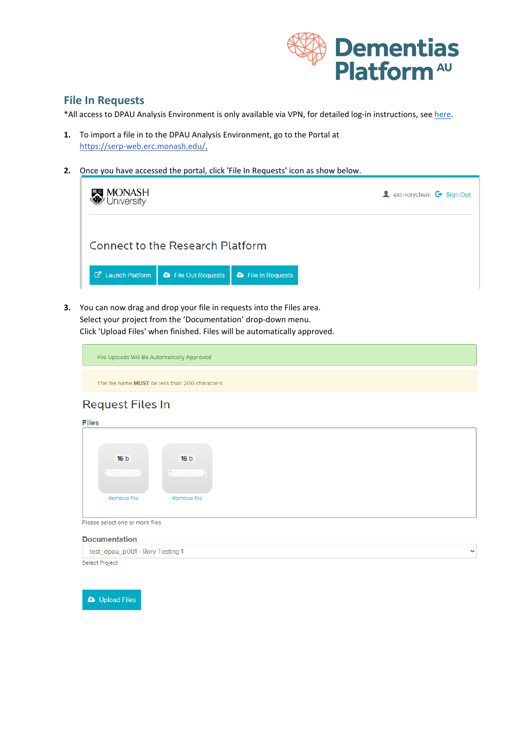## File In Requests

*All access to DPAU Analysis Environment is only available via VPN, for detailed log-in instructions, see here.

1. To import a file in to the DPAU Analysis Environment, go to the Portal at https://serp-web.erc.monash.edu/.

2. Once you have accessed the portal, click 'File In Requests' icon as show below.

MONASH University

ext-rorychen Sign Out

Connect to the Research Platform

Launch Platform | File Out Requests | File In Requests

3. You can now drag and drop your file in requests into the Files area.
   Select your project from the 'Documentation' drop-down menu.
   Click 'Upload Files' when finished. Files will be automatically approved.

File Uploads Will Be Automatically Approved

The file name **MUST** be less than 200 characters

Request Files In

**Files**

16 b | 16 b

Remove file | Remove file

Please select one or more files

**Documentation**

test_dpau_p001 - Rory Testing 1

Select Project

Upload Files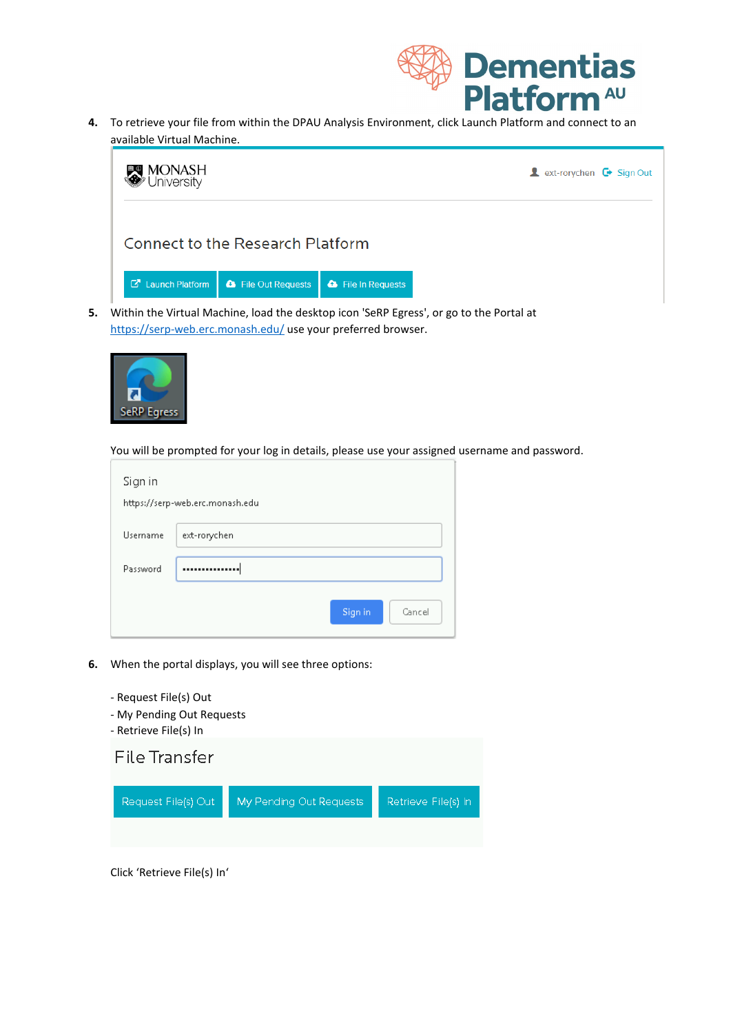4. To retrieve your file from within the DPAU Analysis Environment, click Launch Platform and connect to an available Virtual Machine.

5. Within the Virtual Machine, load the desktop icon 'SeRP Egress', or go to the Portal at https://serp-web.erc.monash.edu/ use your preferred browser.

You will be prompted for your log in details, please use your assigned username and password.

6. When the portal displays, you will see three options:

- Request File(s) Out
- My Pending Out Requests
- Retrieve File(s) In

Click 'Retrieve File(s) In'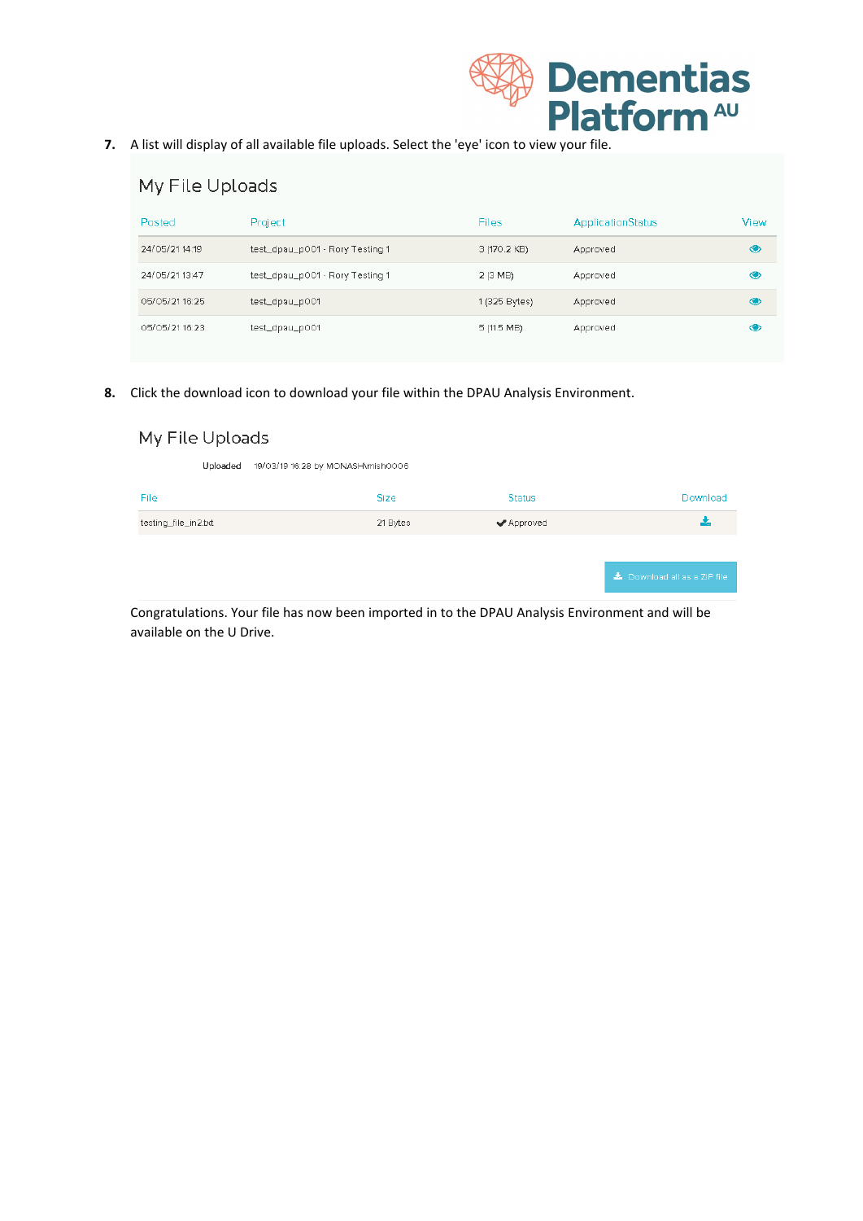7. A list will display of all available file uploads. Select the 'eye' icon to view your file.

My File Uploads

| Posted | Project | Files | ApplicationStatus | View |
|---|---|---|---|---|
| 24/05/21 14:19 | test_dpau_p001 - Rory Testing 1 | 3 (170.2 KB) | Approved | |
| 24/05/21 13:47 | test_dpau_p001 - Rory Testing 1 | 2 (3 MB) | Approved | |
| 05/05/21 16:25 | test_dpau_p001 | 1 (325 Bytes) | Approved | |
| 05/05/21 16:23 | test_dpau_p001 | 5 (11.5 MB) | Approved | |

8. Click the download icon to download your file within the DPAU Analysis Environment.

My File Uploads

Uploaded 19/03/19 16:28 by MONASH\mish0006

| File | Size | Status | Download |
|---|---|---|---|
| testing_file_in2.txt | 21 Bytes | ✔ Approved | |

Download all as a ZIP file

Congratulations. Your file has now been imported in to the DPAU Analysis Environment and will be available on the U Drive.